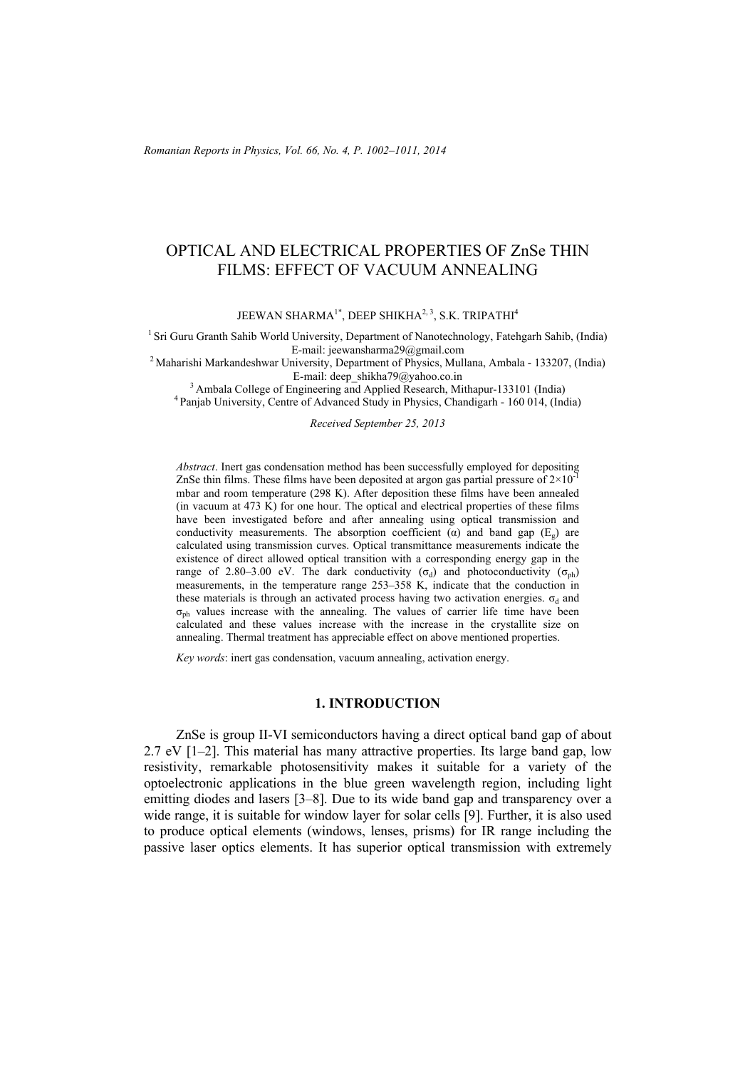# OPTICAL AND ELECTRICAL PROPERTIES OF ZnSe THIN FILMS: EFFECT OF VACUUM ANNEALING

JEEWAN SHARMA[1*], DEEP SHIKHA[2, 3], S.K. TRIPATHI[4]

[1] Sri Guru Granth Sahib World University, Department of Nanotechnology, Fatehgarh Sahib, (India)
E-mail: jeewansharma29@gmail.com

[2] Maharishi Markandeshwar University, Department of Physics, Mullana, Ambala - 133207, (India)
E-mail: deep_shikha79@yahoo.co.in

[3] Ambala College of Engineering and Applied Research, Mithapur-133101 (India)

[4] Panjab University, Centre of Advanced Study in Physics, Chandigarh - 160 014, (India)

*Received September 25, 2013*

*Abstract*. Inert gas condensation method has been successfully employed for depositing ZnSe thin films. These films have been deposited at argon gas partial pressure of $2\times10^{-1}$ mbar and room temperature (298 K). After deposition these films have been annealed (in vacuum at 473 K) for one hour. The optical and electrical properties of these films have been investigated before and after annealing using optical transmission and conductivity measurements. The absorption coefficient ($\alpha$) and band gap ($E_g$) are calculated using transmission curves. Optical transmittance measurements indicate the existence of direct allowed optical transition with a corresponding energy gap in the range of 2.80–3.00 eV. The dark conductivity ($\sigma_d$) and photoconductivity ($\sigma_{ph}$) measurements, in the temperature range 253–358 K, indicate that the conduction in these materials is through an activated process having two activation energies. $\sigma_d$ and $\sigma_{ph}$ values increase with the annealing. The values of carrier life time have been calculated and these values increase with the increase in the crystallite size on annealing. Thermal treatment has appreciable effect on above mentioned properties.

*Key words*: inert gas condensation, vacuum annealing, activation energy.

## 1. INTRODUCTION

ZnSe is group II-VI semiconductors having a direct optical band gap of about 2.7 eV [1–2]. This material has many attractive properties. Its large band gap, low resistivity, remarkable photosensitivity makes it suitable for a variety of the optoelectronic applications in the blue green wavelength region, including light emitting diodes and lasers [3–8]. Due to its wide band gap and transparency over a wide range, it is suitable for window layer for solar cells [9]. Further, it is also used to produce optical elements (windows, lenses, prisms) for IR range including the passive laser optics elements. It has superior optical transmission with extremely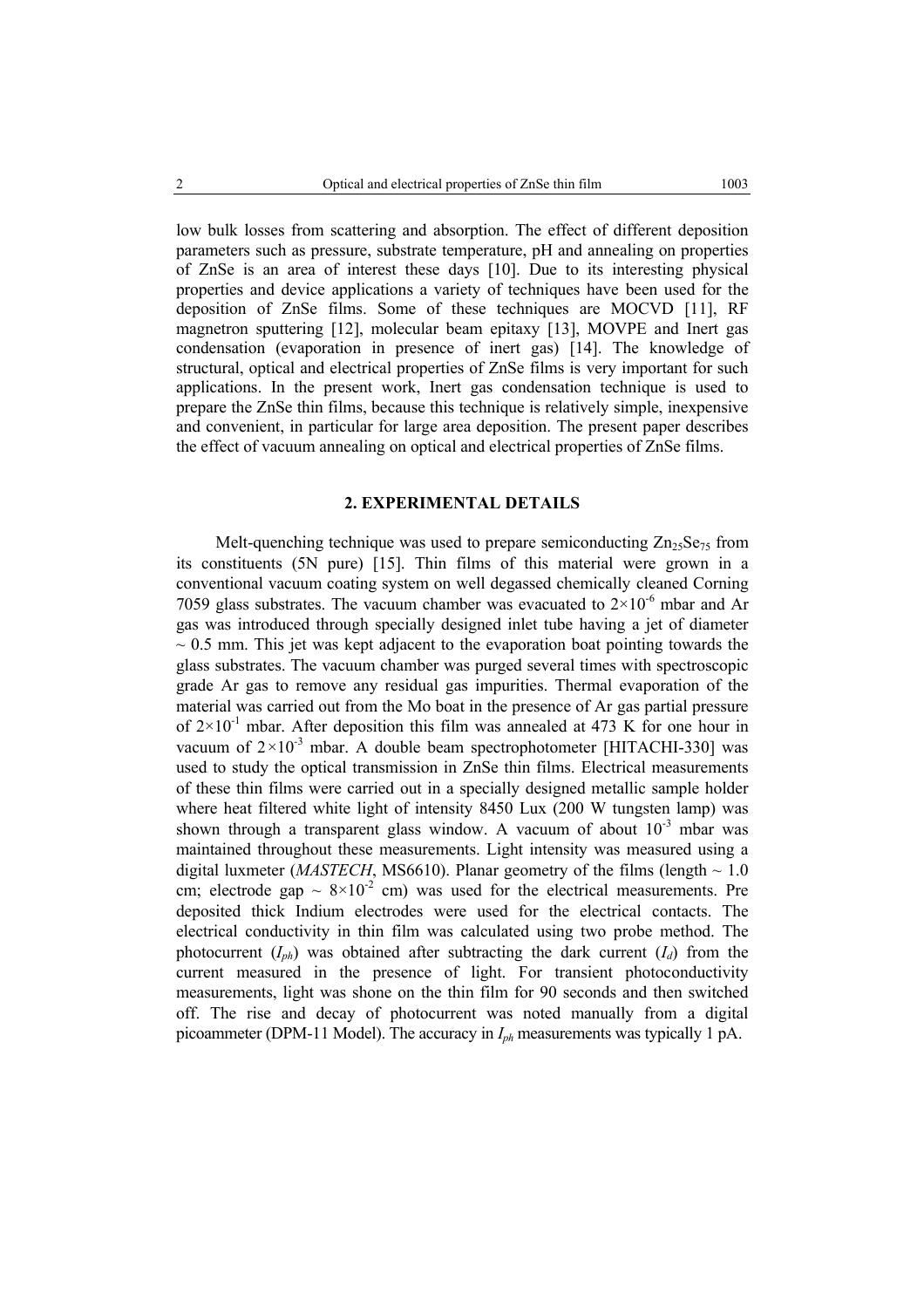low bulk losses from scattering and absorption. The effect of different deposition parameters such as pressure, substrate temperature, pH and annealing on properties of ZnSe is an area of interest these days [10]. Due to its interesting physical properties and device applications a variety of techniques have been used for the deposition of ZnSe films. Some of these techniques are MOCVD [11], RF magnetron sputtering [12], molecular beam epitaxy [13], MOVPE and Inert gas condensation (evaporation in presence of inert gas) [14]. The knowledge of structural, optical and electrical properties of ZnSe films is very important for such applications. In the present work, Inert gas condensation technique is used to prepare the ZnSe thin films, because this technique is relatively simple, inexpensive and convenient, in particular for large area deposition. The present paper describes the effect of vacuum annealing on optical and electrical properties of ZnSe films.

## 2. EXPERIMENTAL DETAILS

Melt-quenching technique was used to prepare semiconducting $Zn_{25}Se_{75}$ from its constituents (5N pure) [15]. Thin films of this material were grown in a conventional vacuum coating system on well degassed chemically cleaned Corning 7059 glass substrates. The vacuum chamber was evacuated to $2\times10^{-6}$ mbar and Ar gas was introduced through specially designed inlet tube having a jet of diameter $\sim 0.5$ mm. This jet was kept adjacent to the evaporation boat pointing towards the glass substrates. The vacuum chamber was purged several times with spectroscopic grade Ar gas to remove any residual gas impurities. Thermal evaporation of the material was carried out from the Mo boat in the presence of Ar gas partial pressure of $2\times10^{-1}$ mbar. After deposition this film was annealed at 473 K for one hour in vacuum of $2\times10^{-3}$ mbar. A double beam spectrophotometer [HITACHI-330] was used to study the optical transmission in ZnSe thin films. Electrical measurements of these thin films were carried out in a specially designed metallic sample holder where heat filtered white light of intensity 8450 Lux (200 W tungsten lamp) was shown through a transparent glass window. A vacuum of about $10^{-3}$ mbar was maintained throughout these measurements. Light intensity was measured using a digital luxmeter (*MASTECH*, MS6610). Planar geometry of the films (length $\sim 1.0$ cm; electrode gap $\sim 8\times10^{-2}$ cm) was used for the electrical measurements. Pre deposited thick Indium electrodes were used for the electrical contacts. The electrical conductivity in thin film was calculated using two probe method. The photocurrent ($I_{ph}$) was obtained after subtracting the dark current ($I_d$) from the current measured in the presence of light. For transient photoconductivity measurements, light was shone on the thin film for 90 seconds and then switched off. The rise and decay of photocurrent was noted manually from a digital picoammeter (DPM-11 Model). The accuracy in $I_{ph}$ measurements was typically 1 pA.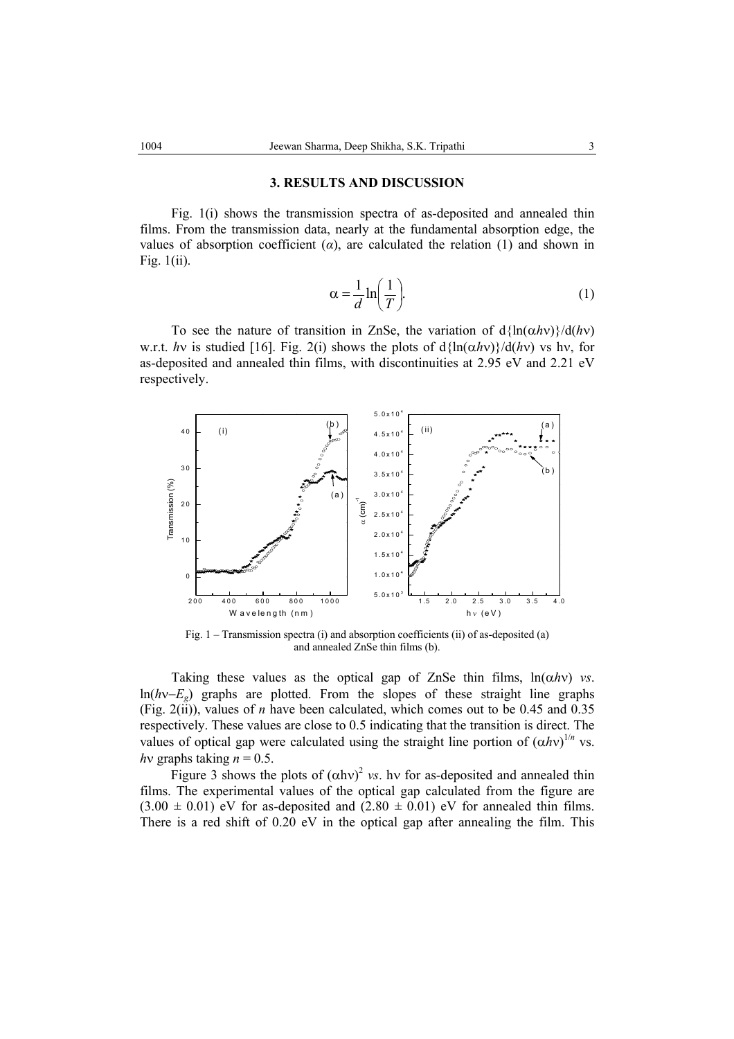## 3. RESULTS AND DISCUSSION

Fig. 1(i) shows the transmission spectra of as-deposited and annealed thin films. From the transmission data, nearly at the fundamental absorption edge, the values of absorption coefficient ($\alpha$), are calculated the relation (1) and shown in Fig. 1(ii).

$$\alpha = \frac{1}{d}\ln\left(\frac{1}{T}\right). \tag{1}$$

To see the nature of transition in ZnSe, the variation of d{ln($\alpha h\nu$)}/d($h\nu$) w.r.t. $h\nu$ is studied [16]. Fig. 2(i) shows the plots of d{ln($\alpha h\nu$)}/d($h\nu$) vs h$\nu$, for as-deposited and annealed thin films, with discontinuities at 2.95 eV and 2.21 eV respectively.

Fig. 1 – Transmission spectra (i) and absorption coefficients (ii) of as-deposited (a) and annealed ZnSe thin films (b).

Taking these values as the optical gap of ZnSe thin films, ln($\alpha h\nu$) *vs*. ln($h\nu - E_g$) graphs are plotted. From the slopes of these straight line graphs (Fig. 2(ii)), values of $n$ have been calculated, which comes out to be 0.45 and 0.35 respectively. These values are close to 0.5 indicating that the transition is direct. The values of optical gap were calculated using the straight line portion of $(\alpha h\nu)^{1/n}$ vs. $h\nu$ graphs taking $n = 0.5$.

Figure 3 shows the plots of $(\alpha h\nu)^2$ *vs*. h$\nu$ for as-deposited and annealed thin films. The experimental values of the optical gap calculated from the figure are ($3.00 \pm 0.01$) eV for as-deposited and ($2.80 \pm 0.01$) eV for annealed thin films. There is a red shift of 0.20 eV in the optical gap after annealing the film. This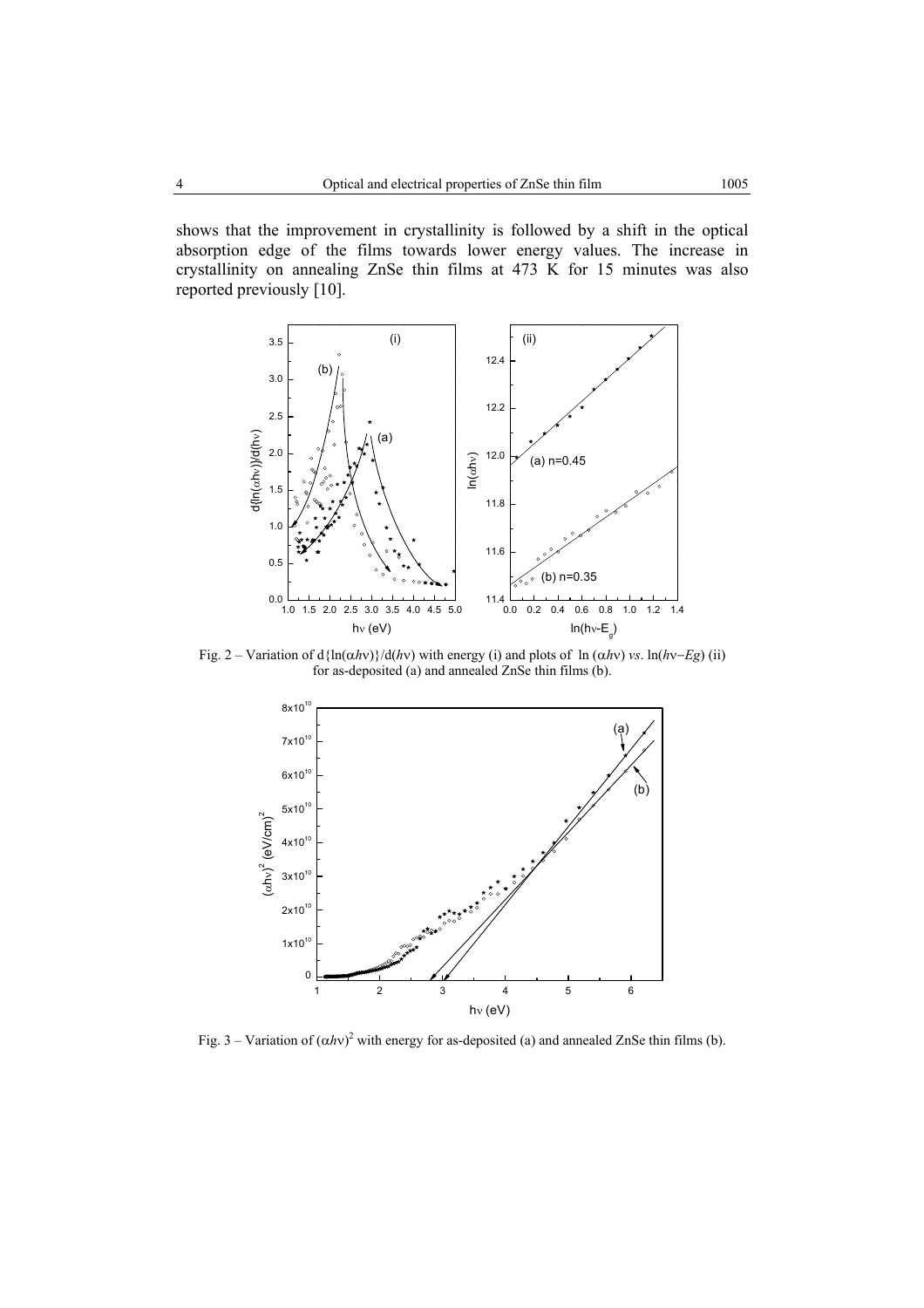shows that the improvement in crystallinity is followed by a shift in the optical absorption edge of the films towards lower energy values. The increase in crystallinity on annealing ZnSe thin films at 473 K for 15 minutes was also reported previously [10].

Fig. 2 – Variation of $d\{\ln(\alpha h\nu)\}/d(h\nu)$ with energy (i) and plots of $\ln(\alpha h\nu)$ *vs*. $\ln(h\nu - E_g)$ (ii) for as-deposited (a) and annealed ZnSe thin films (b).

Fig. 3 – Variation of $(\alpha h\nu)^2$ with energy for as-deposited (a) and annealed ZnSe thin films (b).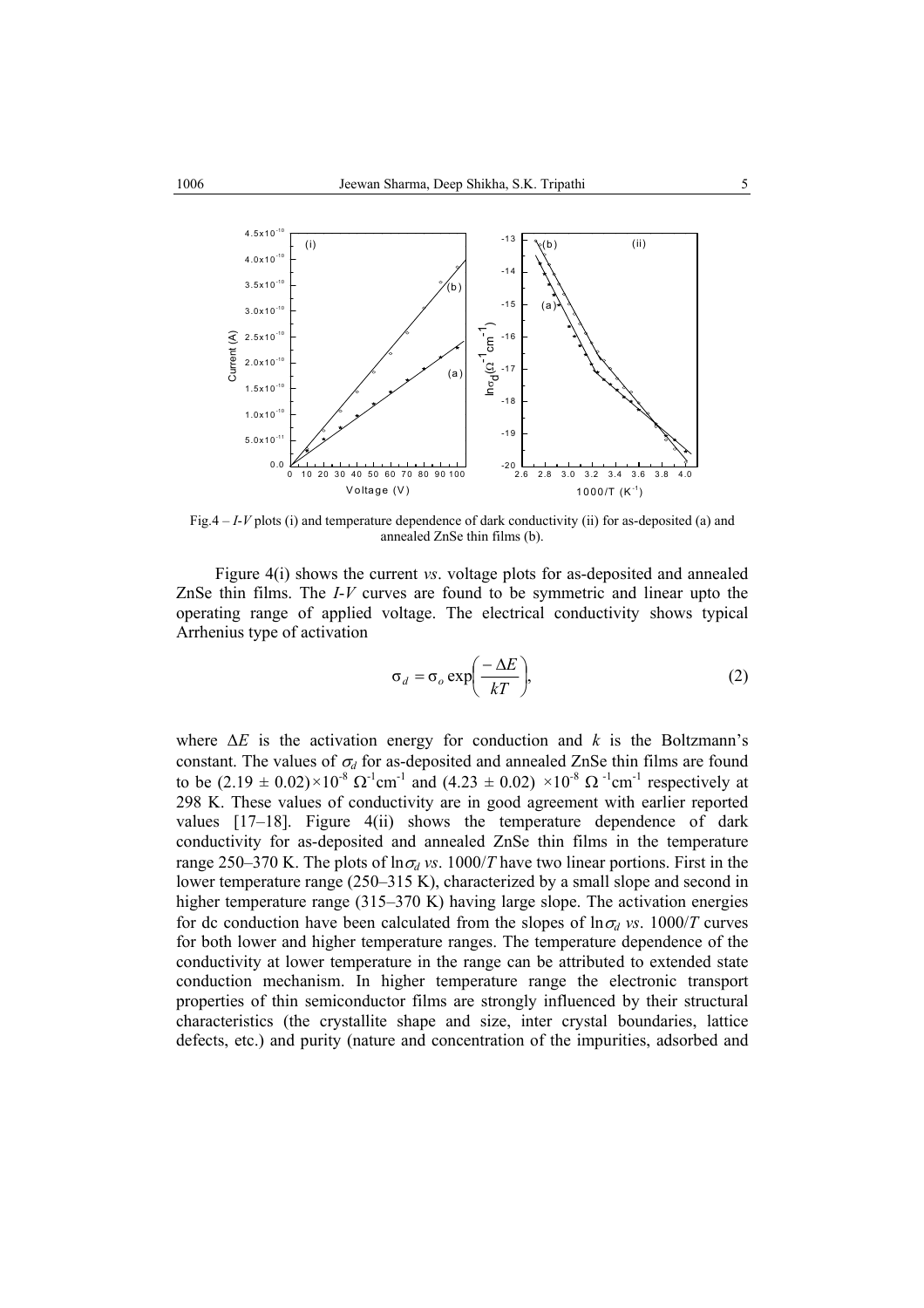Fig.4 – *I-V* plots (i) and temperature dependence of dark conductivity (ii) for as-deposited (a) and annealed ZnSe thin films (b).

Figure 4(i) shows the current *vs*. voltage plots for as-deposited and annealed ZnSe thin films. The *I-V* curves are found to be symmetric and linear upto the operating range of applied voltage. The electrical conductivity shows typical Arrhenius type of activation

$$\sigma_d = \sigma_o \exp\left(\frac{-\Delta E}{kT}\right), \tag{2}$$

where $\Delta E$ is the activation energy for conduction and $k$ is the Boltzmann's constant. The values of $\sigma_d$ for as-deposited and annealed ZnSe thin films are found to be $(2.19 \pm 0.02)\times10^{-8}\ \Omega^{-1}\text{cm}^{-1}$ and $(4.23 \pm 0.02)\times10^{-8}\ \Omega^{-1}\text{cm}^{-1}$ respectively at 298 K. These values of conductivity are in good agreement with earlier reported values [17–18]. Figure 4(ii) shows the temperature dependence of dark conductivity for as-deposited and annealed ZnSe thin films in the temperature range 250–370 K. The plots of $\ln\sigma_d$ *vs*. $1000/T$ have two linear portions. First in the lower temperature range (250–315 K), characterized by a small slope and second in higher temperature range (315–370 K) having large slope. The activation energies for dc conduction have been calculated from the slopes of $\ln\sigma_d$ *vs*. $1000/T$ curves for both lower and higher temperature ranges. The temperature dependence of the conductivity at lower temperature in the range can be attributed to extended state conduction mechanism. In higher temperature range the electronic transport properties of thin semiconductor films are strongly influenced by their structural characteristics (the crystallite shape and size, inter crystal boundaries, lattice defects, etc.) and purity (nature and concentration of the impurities, adsorbed and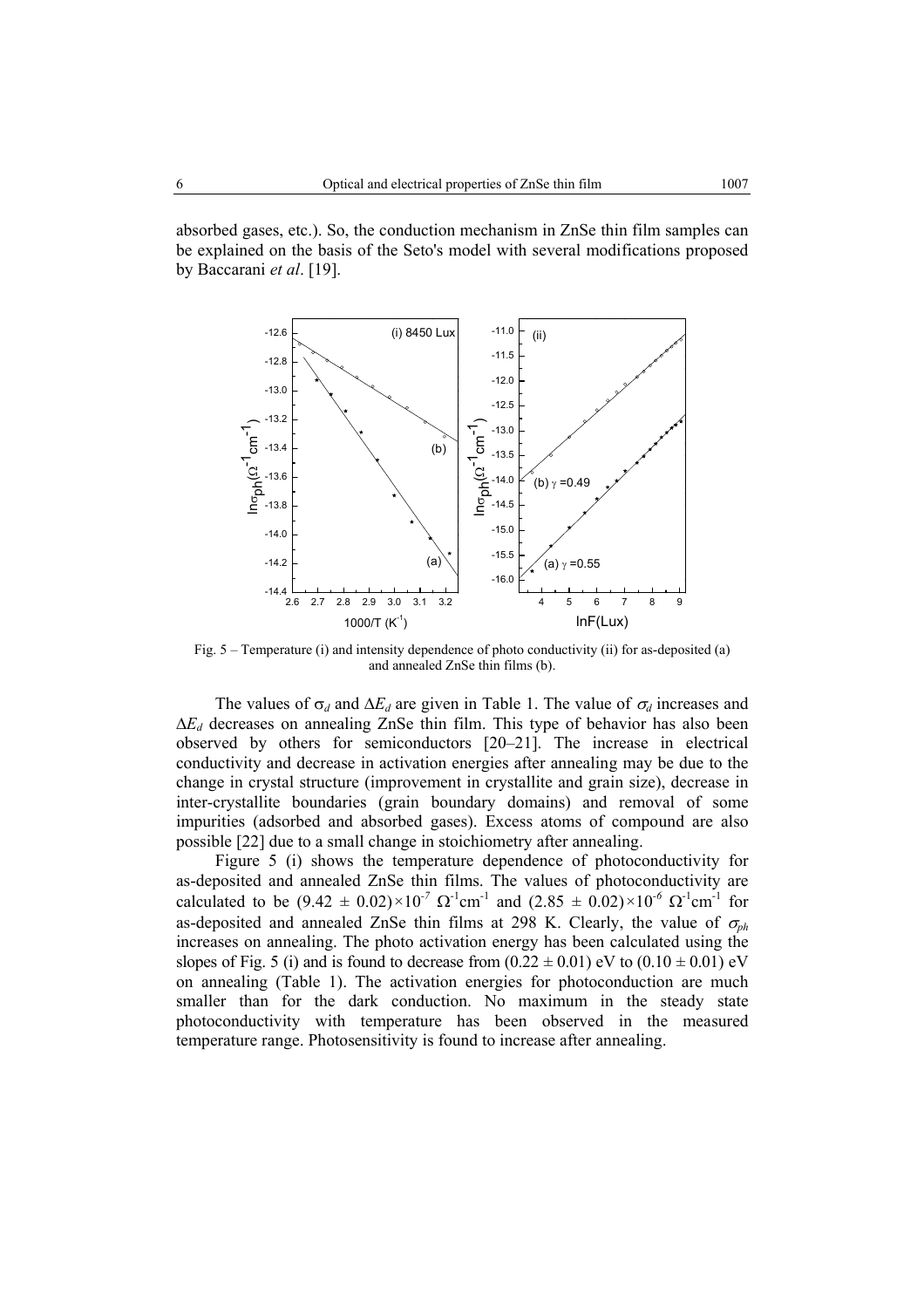absorbed gases, etc.). So, the conduction mechanism in ZnSe thin film samples can be explained on the basis of the Seto's model with several modifications proposed by Baccarani *et al*. [19].

Fig. 5 – Temperature (i) and intensity dependence of photo conductivity (ii) for as-deposited (a) and annealed ZnSe thin films (b).

The values of $\sigma_d$ and $\Delta E_d$ are given in Table 1. The value of $\sigma_d$ increases and $\Delta E_d$ decreases on annealing ZnSe thin film. This type of behavior has also been observed by others for semiconductors [20–21]. The increase in electrical conductivity and decrease in activation energies after annealing may be due to the change in crystal structure (improvement in crystallite and grain size), decrease in inter-crystallite boundaries (grain boundary domains) and removal of some impurities (adsorbed and absorbed gases). Excess atoms of compound are also possible [22] due to a small change in stoichiometry after annealing.

Figure 5 (i) shows the temperature dependence of photoconductivity for as-deposited and annealed ZnSe thin films. The values of photoconductivity are calculated to be $(9.42 \pm 0.02)\times10^{-7}\ \Omega^{-1}\text{cm}^{-1}$ and $(2.85 \pm 0.02)\times10^{-6}\ \Omega^{-1}\text{cm}^{-1}$ for as-deposited and annealed ZnSe thin films at 298 K. Clearly, the value of $\sigma_{ph}$ increases on annealing. The photo activation energy has been calculated using the slopes of Fig. 5 (i) and is found to decrease from $(0.22 \pm 0.01)$ eV to $(0.10 \pm 0.01)$ eV on annealing (Table 1). The activation energies for photoconduction are much smaller than for the dark conduction. No maximum in the steady state photoconductivity with temperature has been observed in the measured temperature range. Photosensitivity is found to increase after annealing.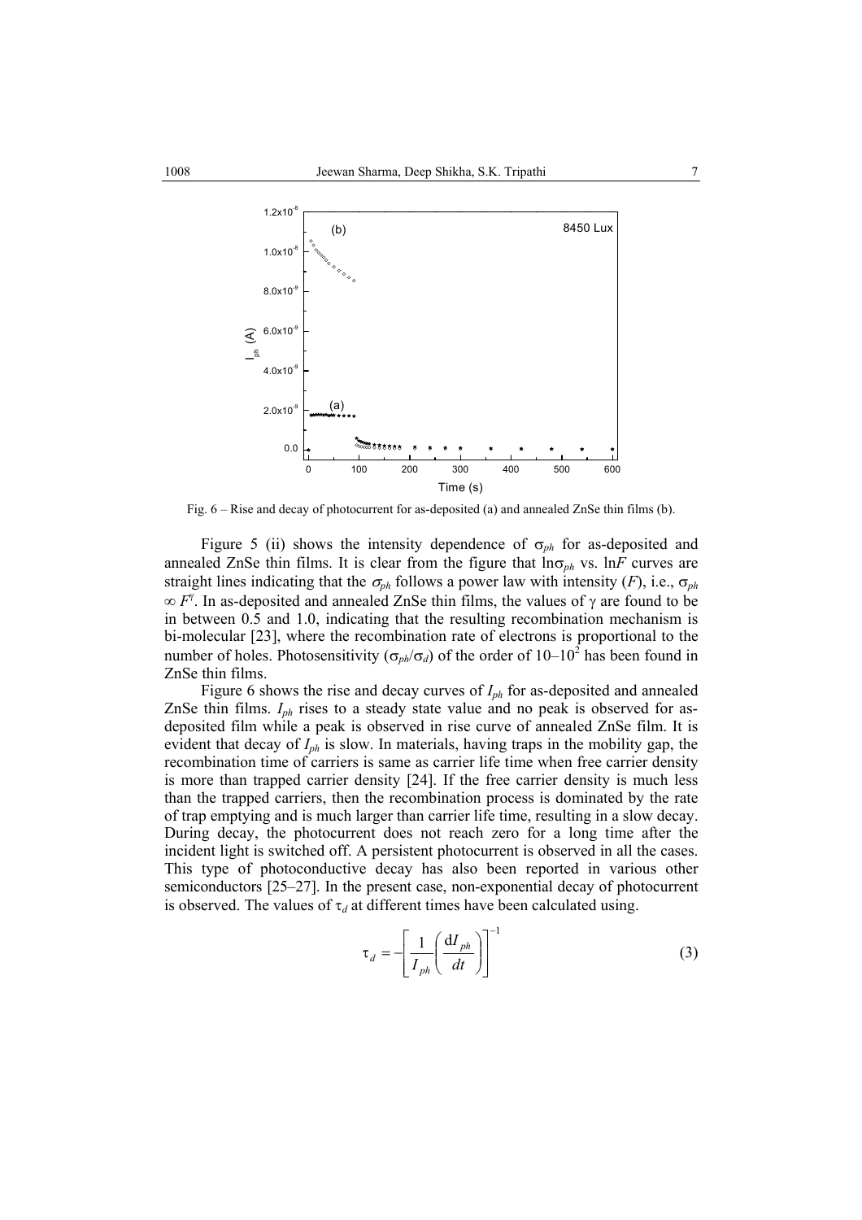Fig. 6 – Rise and decay of photocurrent for as-deposited (a) and annealed ZnSe thin films (b).

Figure 5 (ii) shows the intensity dependence of $\sigma_{ph}$ for as-deposited and annealed ZnSe thin films. It is clear from the figure that $\ln\sigma_{ph}$ vs. $\ln F$ curves are straight lines indicating that the $\sigma_{ph}$ follows a power law with intensity ($F$), i.e., $\sigma_{ph} \propto F^{\gamma}$. In as-deposited and annealed ZnSe thin films, the values of $\gamma$ are found to be in between 0.5 and 1.0, indicating that the resulting recombination mechanism is bi-molecular [23], where the recombination rate of electrons is proportional to the number of holes. Photosensitivity ($\sigma_{ph}/\sigma_d$) of the order of $10$–$10^2$ has been found in ZnSe thin films.

Figure 6 shows the rise and decay curves of $I_{ph}$ for as-deposited and annealed ZnSe thin films. $I_{ph}$ rises to a steady state value and no peak is observed for as-deposited film while a peak is observed in rise curve of annealed ZnSe film. It is evident that decay of $I_{ph}$ is slow. In materials, having traps in the mobility gap, the recombination time of carriers is same as carrier life time when free carrier density is more than trapped carrier density [24]. If the free carrier density is much less than the trapped carriers, then the recombination process is dominated by the rate of trap emptying and is much larger than carrier life time, resulting in a slow decay. During decay, the photocurrent does not reach zero for a long time after the incident light is switched off. A persistent photocurrent is observed in all the cases. This type of photoconductive decay has also been reported in various other semiconductors [25–27]. In the present case, non-exponential decay of photocurrent is observed. The values of $\tau_d$ at different times have been calculated using.

$$\tau_d = -\left[\frac{1}{I_{ph}}\left(\frac{\mathrm{d}I_{ph}}{dt}\right)\right]^{-1} \tag{3}$$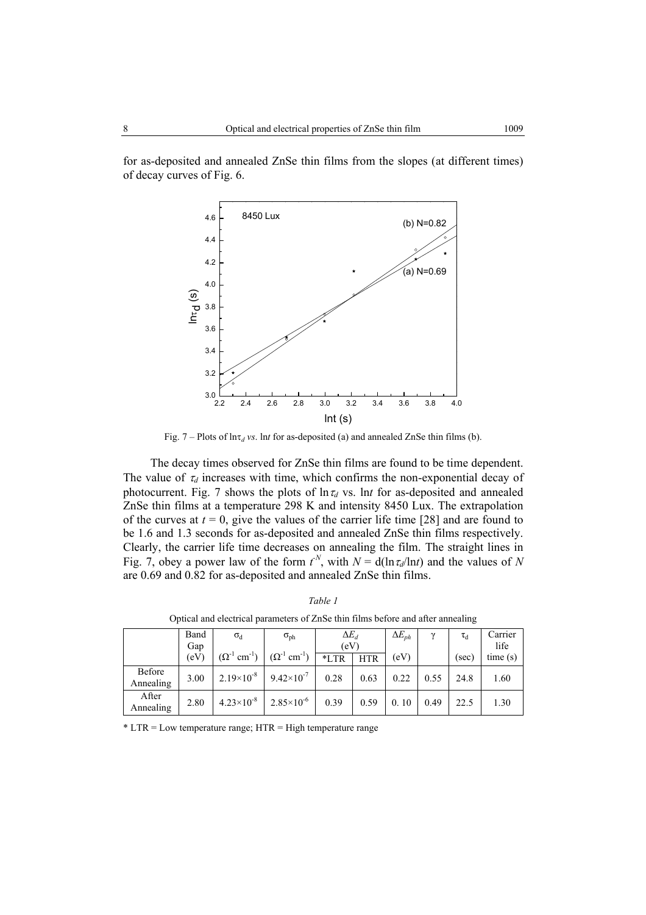for as-deposited and annealed ZnSe thin films from the slopes (at different times) of decay curves of Fig. 6.

Fig. 7 – Plots of $\ln\tau_d$ *vs*. $\ln t$ for as-deposited (a) and annealed ZnSe thin films (b).

The decay times observed for ZnSe thin films are found to be time dependent. The value of $\tau_d$ increases with time, which confirms the non-exponential decay of photocurrent. Fig. 7 shows the plots of $\ln\tau_d$ vs. $\ln t$ for as-deposited and annealed ZnSe thin films at a temperature 298 K and intensity 8450 Lux. The extrapolation of the curves at $t = 0$, give the values of the carrier life time [28] and are found to be 1.6 and 1.3 seconds for as-deposited and annealed ZnSe thin films respectively. Clearly, the carrier life time decreases on annealing the film. The straight lines in Fig. 7, obey a power law of the form $t^{-N}$, with $N = d(\ln\tau_d/\ln t)$ and the values of $N$ are 0.69 and 0.82 for as-deposited and annealed ZnSe thin films.

*Table 1*

Optical and electrical parameters of ZnSe thin films before and after annealing

| | Band Gap (eV) | $\sigma_d$ ($\Omega^{-1}$ cm$^{-1}$) | $\sigma_{ph}$ ($\Omega^{-1}$ cm$^{-1}$) | $\Delta E_d$ (eV) | | $\Delta E_{ph}$ (eV) | $\gamma$ | $\tau_d$ (sec) | Carrier life time (s) |
|---|---|---|---|---|---|---|---|---|---|
| | | | | *LTR | HTR | | | | |
| Before Annealing | 3.00 | $2.19\times10^{-8}$ | $9.42\times10^{-7}$ | 0.28 | 0.63 | 0.22 | 0.55 | 24.8 | 1.60 |
| After Annealing | 2.80 | $4.23\times10^{-8}$ | $2.85\times10^{-6}$ | 0.39 | 0.59 | 0. 10 | 0.49 | 22.5 | 1.30 |

\* LTR = Low temperature range; HTR = High temperature range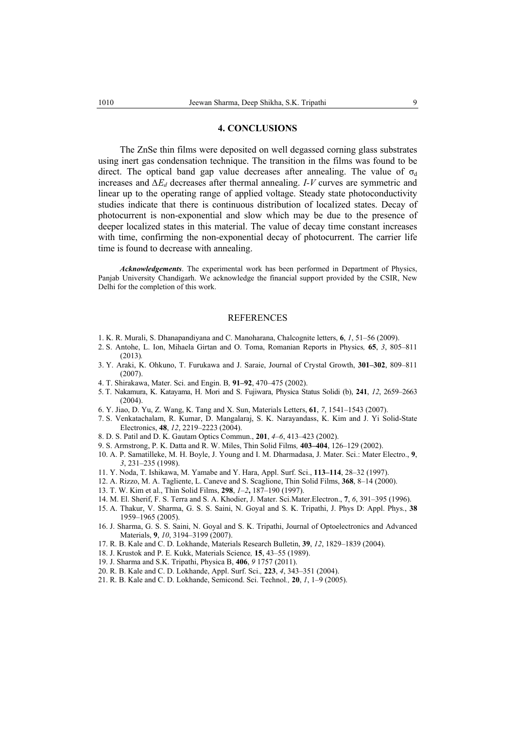## 4. CONCLUSIONS

The ZnSe thin films were deposited on well degassed corning glass substrates using inert gas condensation technique. The transition in the films was found to be direct. The optical band gap value decreases after annealing. The value of $\sigma_d$ increases and $\Delta E_d$ decreases after thermal annealing. *I-V* curves are symmetric and linear up to the operating range of applied voltage. Steady state photoconductivity studies indicate that there is continuous distribution of localized states. Decay of photocurrent is non-exponential and slow which may be due to the presence of deeper localized states in this material. The value of decay time constant increases with time, confirming the non-exponential decay of photocurrent. The carrier life time is found to decrease with annealing.

***Acknowledgements***. The experimental work has been performed in Department of Physics, Panjab University Chandigarh. We acknowledge the financial support provided by the CSIR, New Delhi for the completion of this work.

## REFERENCES

1. K. R. Murali, S. Dhanapandiyana and C. Manoharana, Chalcognite letters, **6**, *1*, 51–56 (2009).
2. S. Antohe, L. Ion, Mihaela Girtan and O. Toma, Romanian Reports in Physics*,* **65**, *3*, 805–811 (2013)*.*
3. Y. Araki, K. Ohkuno, T. Furukawa and J. Saraie, Journal of Crystal Growth, **301–302**, 809–811 (2007).
4. T. Shirakawa, Mater. Sci. and Engin. B*,* **91–92**, 470–475 (2002).
5. T. Nakamura, K. Katayama, H. Mori and S. Fujiwara, Physica Status Solidi (b), **241**, *12*, 2659–2663 (2004).
6. Y. Jiao, D. Yu, Z. Wang, K. Tang and X. Sun, Materials Letters, **61**, *7*, 1541–1543 (2007).
7. S. Venkatachalam, R. Kumar, D. Mangalaraj, S. K. Narayandass, K. Kim and J. Yi Solid-State Electronics, **48**, *12*, 2219–2223 (2004).
8. D. S. Patil and D. K. Gautam Optics Commun., **201**, *4–6*, 413–423 (2002).
9. S. Armstrong, P. K. Datta and R. W. Miles, Thin Solid Films*,* **403–404**, 126–129 (2002).
10. A. P. Samatilleke, M. H. Boyle, J. Young and I. M. Dharmadasa, J. Mater. Sci.: Mater Electro., **9**, *3*, 231–235 (1998).
11. Y. Noda, T. Ishikawa, M. Yamabe and Y. Hara, Appl. Surf. Sci., **113–114**, 28–32 (1997).
12. A. Rizzo, M. A. Tagliente, L. Caneve and S. Scaglione, Thin Solid Films, **368**, 8–14 (2000).
13. T. W. Kim et al., Thin Solid Films, **298**, *1–2***,** 187–190 (1997).
14. M. El. Sherif, F. S. Terra and S. A. Khodier, J. Mater. Sci.Mater.Electron., **7**, *6*, 391–395 (1996).
15. A. Thakur, V. Sharma, G. S. S. Saini, N. Goyal and S. K. Tripathi, J. Phys D: Appl. Phys., **38** 1959–1965 (2005).
16. J. Sharma, G. S. S. Saini, N. Goyal and S. K. Tripathi, Journal of Optoelectronics and Advanced Materials, **9**, *10*, 3194–3199 (2007).
17. R. B. Kale and C. D. Lokhande, Materials Research Bulletin, **39**, *12*, 1829–1839 (2004).
18. J. Krustok and P. E. Kukk, Materials Science*,* **15**, 43–55 (1989).
19. J. Sharma and S.K. Tripathi, Physica B, **406**, *9* 1757 (2011).
20. R. B. Kale and C. D. Lokhande, Appl. Surf. Sci.*,* **223**, *4*, 343–351 (2004).
21. R. B. Kale and C. D. Lokhande, Semicond. Sci. Technol.*,* **20**, *1*, 1–9 (2005).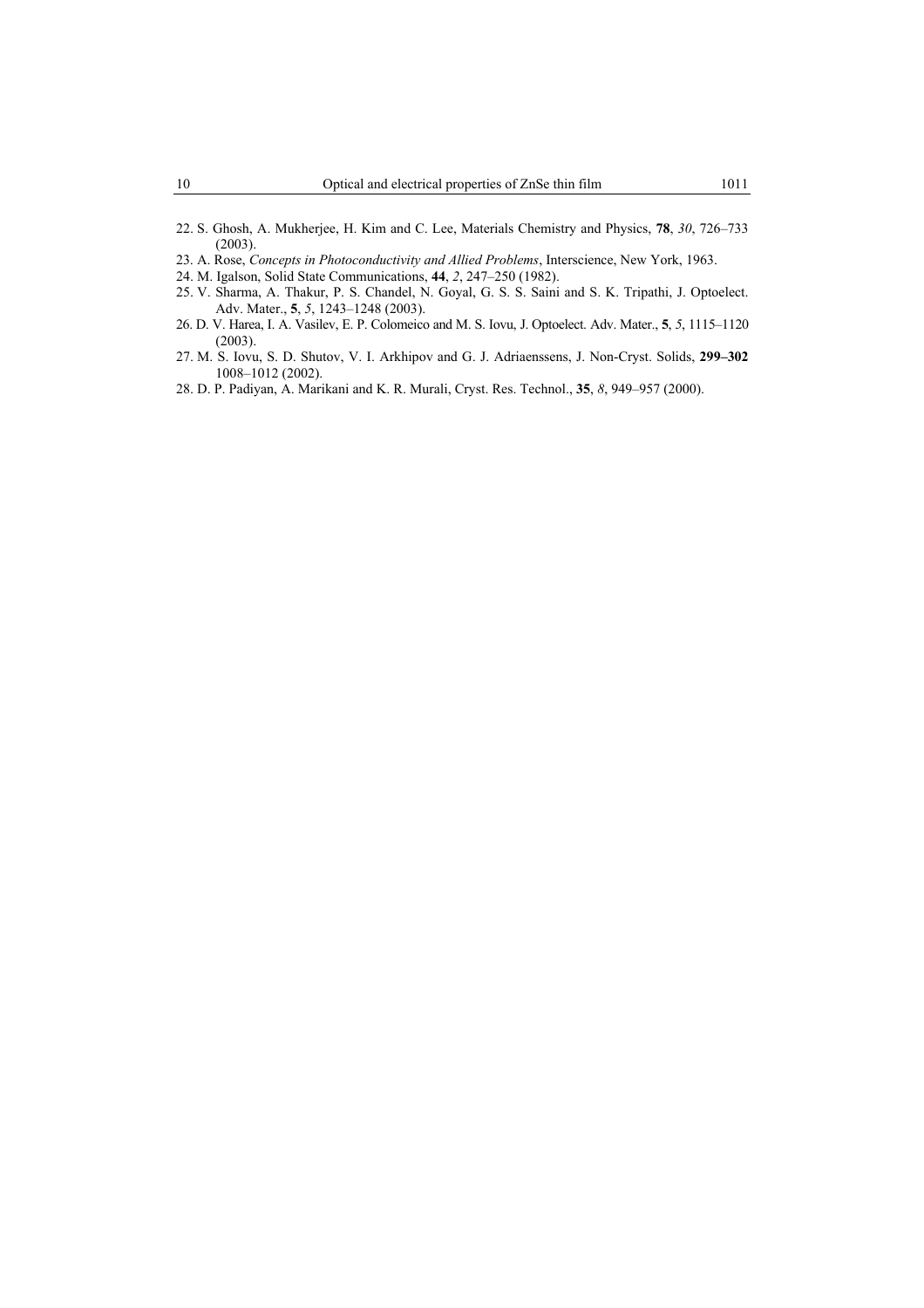22. S. Ghosh, A. Mukherjee, H. Kim and C. Lee, Materials Chemistry and Physics, **78**, *30*, 726–733 (2003).
23. A. Rose, *Concepts in Photoconductivity and Allied Problems*, Interscience, New York, 1963.
24. M. Igalson, Solid State Communications, **44**, *2*, 247–250 (1982).
25. V. Sharma, A. Thakur, P. S. Chandel, N. Goyal, G. S. S. Saini and S. K. Tripathi, J. Optoelect. Adv. Mater., **5**, *5*, 1243–1248 (2003).
26. D. V. Harea, I. A. Vasilev, E. P. Colomeico and M. S. Iovu, J. Optoelect. Adv. Mater., **5**, *5*, 1115–1120 (2003).
27. M. S. Iovu, S. D. Shutov, V. I. Arkhipov and G. J. Adriaenssens, J. Non-Cryst. Solids, **299–302** 1008–1012 (2002).
28. D. P. Padiyan, A. Marikani and K. R. Murali, Cryst. Res. Technol., **35**, *8*, 949–957 (2000).